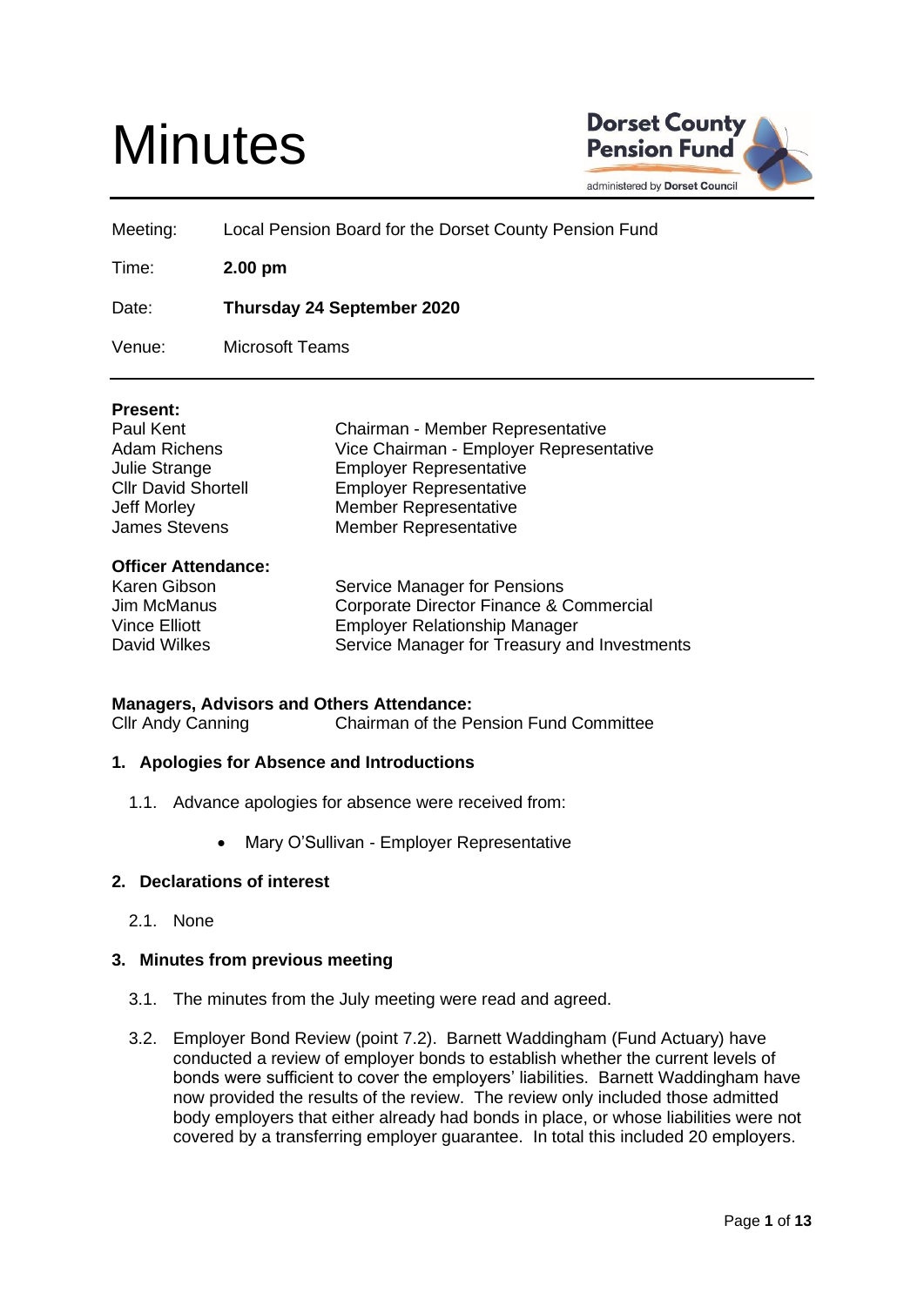# Minutes

Dorset County Pension Fund
administered by Dorset Council

| | |
|---|---|
| Meeting: | Local Pension Board for the Dorset County Pension Fund |
| Time: | **2.00 pm** |
| Date: | **Thursday 24 September 2020** |
| Venue: | Microsoft Teams |

**Present:**

| | |
|---|---|
| Paul Kent | Chairman - Member Representative |
| Adam Richens | Vice Chairman - Employer Representative |
| Julie Strange | Employer Representative |
| Cllr David Shortell | Employer Representative |
| Jeff Morley | Member Representative |
| James Stevens | Member Representative |

**Officer Attendance:**

| | |
|---|---|
| Karen Gibson | Service Manager for Pensions |
| Jim McManus | Corporate Director Finance & Commercial |
| Vince Elliott | Employer Relationship Manager |
| David Wilkes | Service Manager for Treasury and Investments |

**Managers, Advisors and Others Attendance:**

| | |
|---|---|
| Cllr Andy Canning | Chairman of the Pension Fund Committee |

## 1. Apologies for Absence and Introductions

1.1. Advance apologies for absence were received from:

- Mary O'Sullivan - Employer Representative

## 2. Declarations of interest

2.1. None

## 3. Minutes from previous meeting

3.1. The minutes from the July meeting were read and agreed.

3.2. Employer Bond Review (point 7.2). Barnett Waddingham (Fund Actuary) have conducted a review of employer bonds to establish whether the current levels of bonds were sufficient to cover the employers' liabilities. Barnett Waddingham have now provided the results of the review. The review only included those admitted body employers that either already had bonds in place, or whose liabilities were not covered by a transferring employer guarantee. In total this included 20 employers.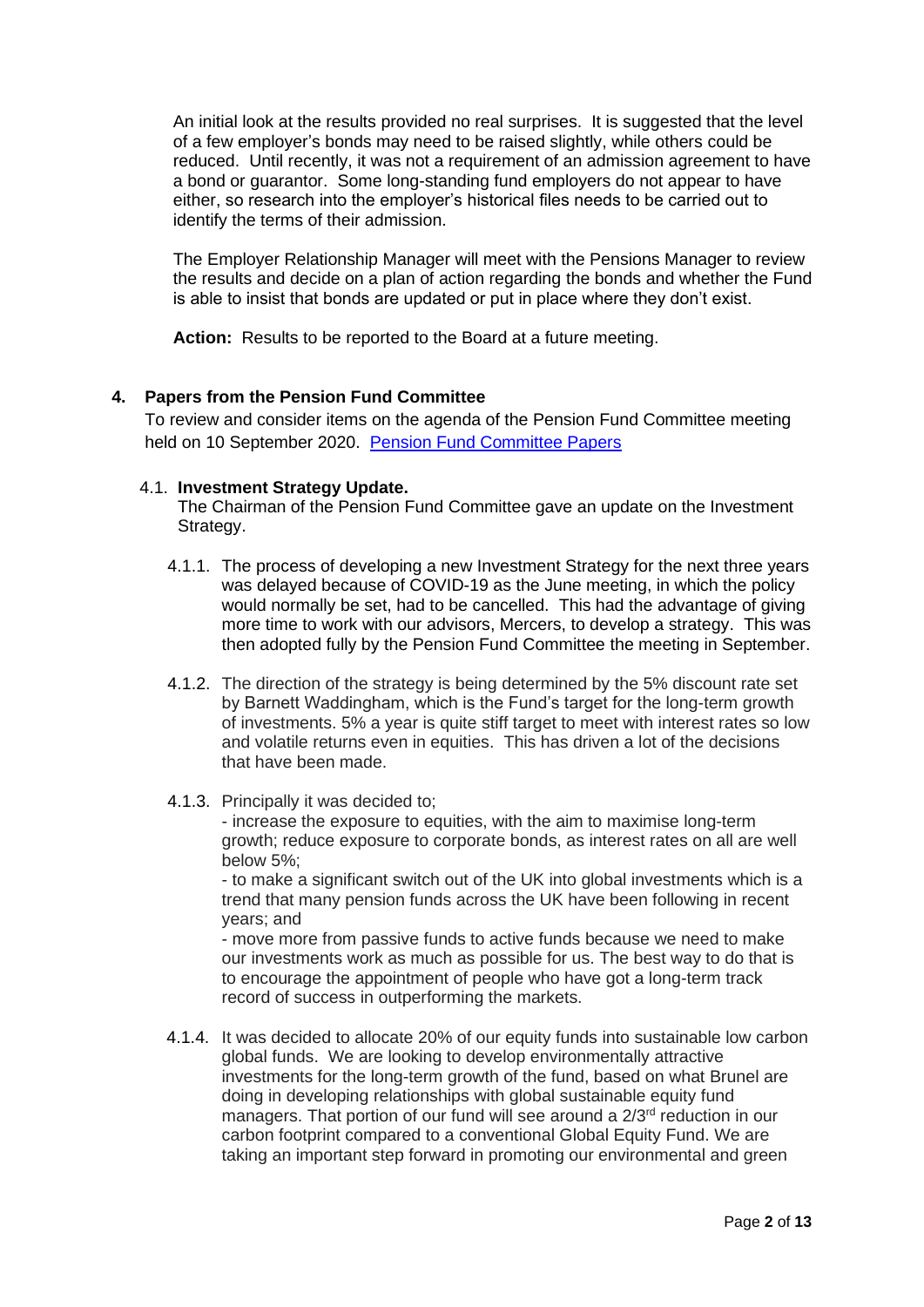An initial look at the results provided no real surprises. It is suggested that the level of a few employer's bonds may need to be raised slightly, while others could be reduced. Until recently, it was not a requirement of an admission agreement to have a bond or guarantor. Some long-standing fund employers do not appear to have either, so research into the employer's historical files needs to be carried out to identify the terms of their admission.

The Employer Relationship Manager will meet with the Pensions Manager to review the results and decide on a plan of action regarding the bonds and whether the Fund is able to insist that bonds are updated or put in place where they don't exist.

**Action:** Results to be reported to the Board at a future meeting.

## 4. Papers from the Pension Fund Committee

To review and consider items on the agenda of the Pension Fund Committee meeting held on 10 September 2020. [Pension Fund Committee Papers]

### 4.1. Investment Strategy Update.

The Chairman of the Pension Fund Committee gave an update on the Investment Strategy.

4.1.1. The process of developing a new Investment Strategy for the next three years was delayed because of COVID-19 as the June meeting, in which the policy would normally be set, had to be cancelled. This had the advantage of giving more time to work with our advisors, Mercers, to develop a strategy. This was then adopted fully by the Pension Fund Committee the meeting in September.

4.1.2. The direction of the strategy is being determined by the 5% discount rate set by Barnett Waddingham, which is the Fund's target for the long-term growth of investments. 5% a year is quite stiff target to meet with interest rates so low and volatile returns even in equities. This has driven a lot of the decisions that have been made.

4.1.3. Principally it was decided to;

- increase the exposure to equities, with the aim to maximise long-term growth; reduce exposure to corporate bonds, as interest rates on all are well below 5%;
- to make a significant switch out of the UK into global investments which is a trend that many pension funds across the UK have been following in recent years; and
- move more from passive funds to active funds because we need to make our investments work as much as possible for us. The best way to do that is to encourage the appointment of people who have got a long-term track record of success in outperforming the markets.

4.1.4. It was decided to allocate 20% of our equity funds into sustainable low carbon global funds. We are looking to develop environmentally attractive investments for the long-term growth of the fund, based on what Brunel are doing in developing relationships with global sustainable equity fund managers. That portion of our fund will see around a 2/3rd reduction in our carbon footprint compared to a conventional Global Equity Fund. We are taking an important step forward in promoting our environmental and green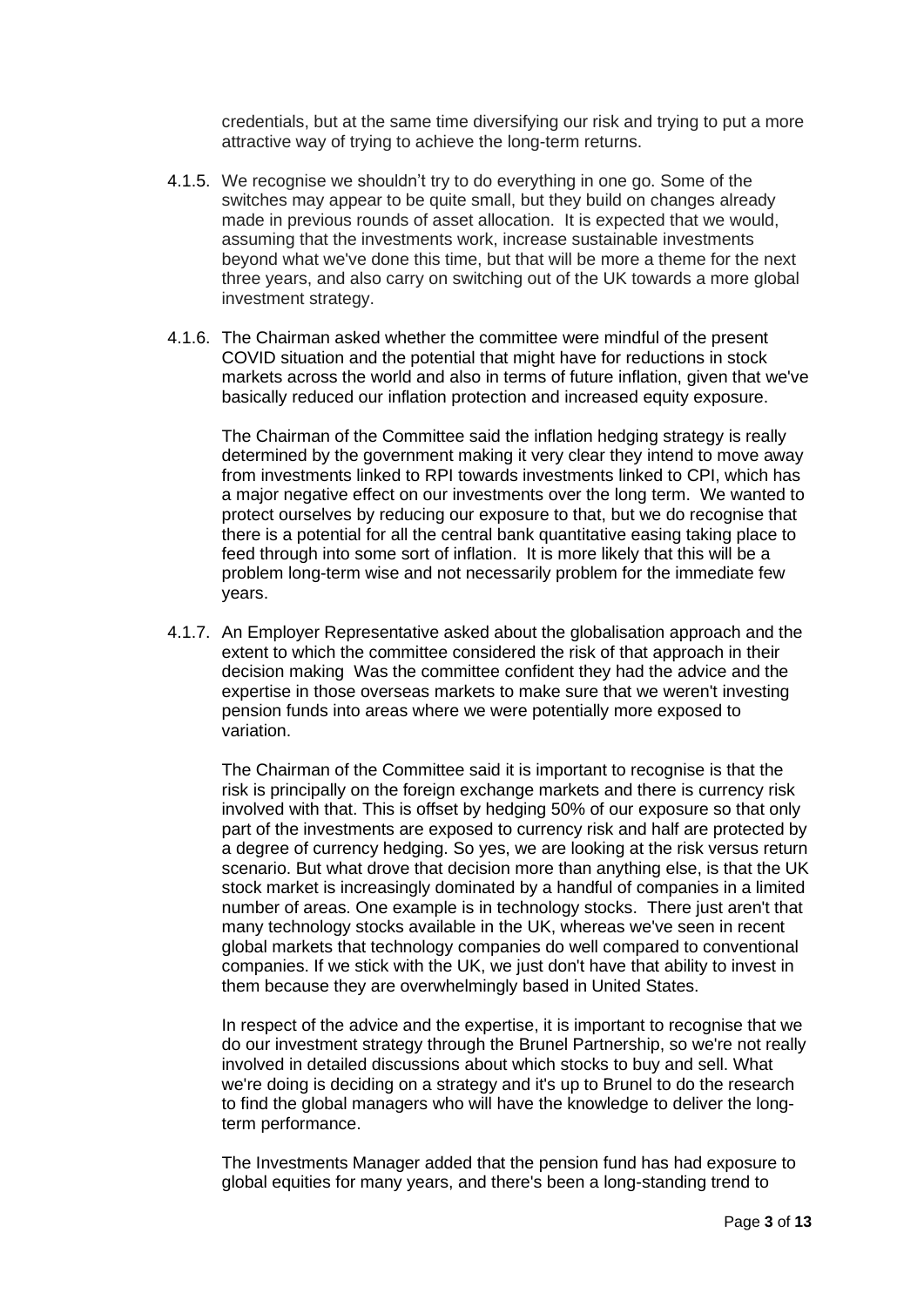credentials, but at the same time diversifying our risk and trying to put a more attractive way of trying to achieve the long-term returns.

4.1.5. We recognise we shouldn't try to do everything in one go. Some of the switches may appear to be quite small, but they build on changes already made in previous rounds of asset allocation. It is expected that we would, assuming that the investments work, increase sustainable investments beyond what we've done this time, but that will be more a theme for the next three years, and also carry on switching out of the UK towards a more global investment strategy.

4.1.6. The Chairman asked whether the committee were mindful of the present COVID situation and the potential that might have for reductions in stock markets across the world and also in terms of future inflation, given that we've basically reduced our inflation protection and increased equity exposure.

The Chairman of the Committee said the inflation hedging strategy is really determined by the government making it very clear they intend to move away from investments linked to RPI towards investments linked to CPI, which has a major negative effect on our investments over the long term. We wanted to protect ourselves by reducing our exposure to that, but we do recognise that there is a potential for all the central bank quantitative easing taking place to feed through into some sort of inflation. It is more likely that this will be a problem long-term wise and not necessarily problem for the immediate few years.

4.1.7. An Employer Representative asked about the globalisation approach and the extent to which the committee considered the risk of that approach in their decision making Was the committee confident they had the advice and the expertise in those overseas markets to make sure that we weren't investing pension funds into areas where we were potentially more exposed to variation.

The Chairman of the Committee said it is important to recognise is that the risk is principally on the foreign exchange markets and there is currency risk involved with that. This is offset by hedging 50% of our exposure so that only part of the investments are exposed to currency risk and half are protected by a degree of currency hedging. So yes, we are looking at the risk versus return scenario. But what drove that decision more than anything else, is that the UK stock market is increasingly dominated by a handful of companies in a limited number of areas. One example is in technology stocks. There just aren't that many technology stocks available in the UK, whereas we've seen in recent global markets that technology companies do well compared to conventional companies. If we stick with the UK, we just don't have that ability to invest in them because they are overwhelmingly based in United States.

In respect of the advice and the expertise, it is important to recognise that we do our investment strategy through the Brunel Partnership, so we're not really involved in detailed discussions about which stocks to buy and sell. What we're doing is deciding on a strategy and it's up to Brunel to do the research to find the global managers who will have the knowledge to deliver the long-term performance.

The Investments Manager added that the pension fund has had exposure to global equities for many years, and there's been a long-standing trend to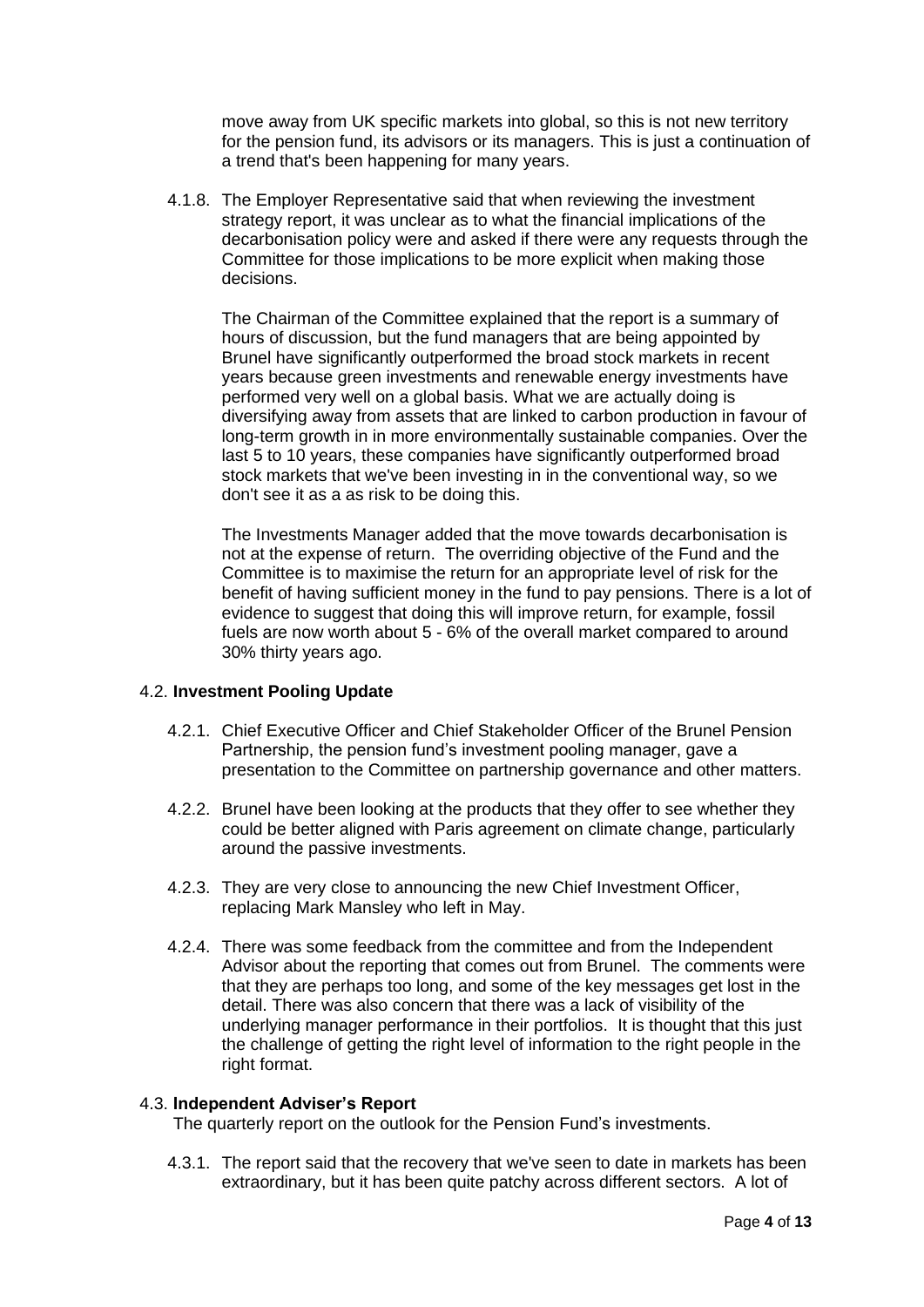move away from UK specific markets into global, so this is not new territory for the pension fund, its advisors or its managers. This is just a continuation of a trend that's been happening for many years.

4.1.8. The Employer Representative said that when reviewing the investment strategy report, it was unclear as to what the financial implications of the decarbonisation policy were and asked if there were any requests through the Committee for those implications to be more explicit when making those decisions.

The Chairman of the Committee explained that the report is a summary of hours of discussion, but the fund managers that are being appointed by Brunel have significantly outperformed the broad stock markets in recent years because green investments and renewable energy investments have performed very well on a global basis. What we are actually doing is diversifying away from assets that are linked to carbon production in favour of long-term growth in in more environmentally sustainable companies. Over the last 5 to 10 years, these companies have significantly outperformed broad stock markets that we've been investing in in the conventional way, so we don't see it as a as risk to be doing this.

The Investments Manager added that the move towards decarbonisation is not at the expense of return. The overriding objective of the Fund and the Committee is to maximise the return for an appropriate level of risk for the benefit of having sufficient money in the fund to pay pensions. There is a lot of evidence to suggest that doing this will improve return, for example, fossil fuels are now worth about 5 - 6% of the overall market compared to around 30% thirty years ago.

### 4.2. **Investment Pooling Update**

4.2.1. Chief Executive Officer and Chief Stakeholder Officer of the Brunel Pension Partnership, the pension fund's investment pooling manager, gave a presentation to the Committee on partnership governance and other matters.

4.2.2. Brunel have been looking at the products that they offer to see whether they could be better aligned with Paris agreement on climate change, particularly around the passive investments.

4.2.3. They are very close to announcing the new Chief Investment Officer, replacing Mark Mansley who left in May.

4.2.4. There was some feedback from the committee and from the Independent Advisor about the reporting that comes out from Brunel. The comments were that they are perhaps too long, and some of the key messages get lost in the detail. There was also concern that there was a lack of visibility of the underlying manager performance in their portfolios. It is thought that this just the challenge of getting the right level of information to the right people in the right format.

### 4.3. **Independent Adviser's Report**

The quarterly report on the outlook for the Pension Fund's investments.

4.3.1. The report said that the recovery that we've seen to date in markets has been extraordinary, but it has been quite patchy across different sectors. A lot of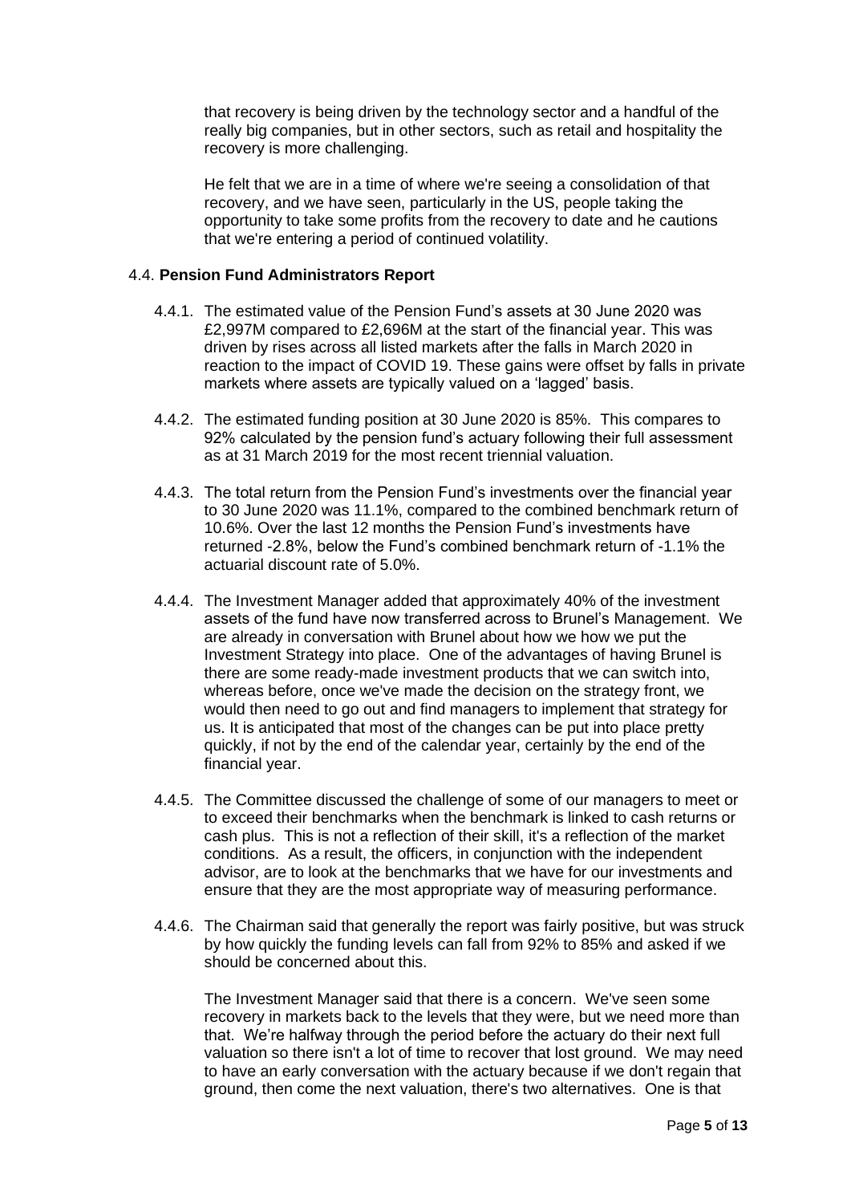that recovery is being driven by the technology sector and a handful of the really big companies, but in other sectors, such as retail and hospitality the recovery is more challenging.

He felt that we are in a time of where we're seeing a consolidation of that recovery, and we have seen, particularly in the US, people taking the opportunity to take some profits from the recovery to date and he cautions that we're entering a period of continued volatility.

## 4.4. **Pension Fund Administrators Report**

4.4.1. The estimated value of the Pension Fund's assets at 30 June 2020 was £2,997M compared to £2,696M at the start of the financial year. This was driven by rises across all listed markets after the falls in March 2020 in reaction to the impact of COVID 19. These gains were offset by falls in private markets where assets are typically valued on a 'lagged' basis.

4.4.2. The estimated funding position at 30 June 2020 is 85%. This compares to 92% calculated by the pension fund's actuary following their full assessment as at 31 March 2019 for the most recent triennial valuation.

4.4.3. The total return from the Pension Fund's investments over the financial year to 30 June 2020 was 11.1%, compared to the combined benchmark return of 10.6%. Over the last 12 months the Pension Fund's investments have returned -2.8%, below the Fund's combined benchmark return of -1.1% the actuarial discount rate of 5.0%.

4.4.4. The Investment Manager added that approximately 40% of the investment assets of the fund have now transferred across to Brunel's Management. We are already in conversation with Brunel about how we how we put the Investment Strategy into place. One of the advantages of having Brunel is there are some ready-made investment products that we can switch into, whereas before, once we've made the decision on the strategy front, we would then need to go out and find managers to implement that strategy for us. It is anticipated that most of the changes can be put into place pretty quickly, if not by the end of the calendar year, certainly by the end of the financial year.

4.4.5. The Committee discussed the challenge of some of our managers to meet or to exceed their benchmarks when the benchmark is linked to cash returns or cash plus. This is not a reflection of their skill, it's a reflection of the market conditions. As a result, the officers, in conjunction with the independent advisor, are to look at the benchmarks that we have for our investments and ensure that they are the most appropriate way of measuring performance.

4.4.6. The Chairman said that generally the report was fairly positive, but was struck by how quickly the funding levels can fall from 92% to 85% and asked if we should be concerned about this.

The Investment Manager said that there is a concern. We've seen some recovery in markets back to the levels that they were, but we need more than that. We're halfway through the period before the actuary do their next full valuation so there isn't a lot of time to recover that lost ground. We may need to have an early conversation with the actuary because if we don't regain that ground, then come the next valuation, there's two alternatives. One is that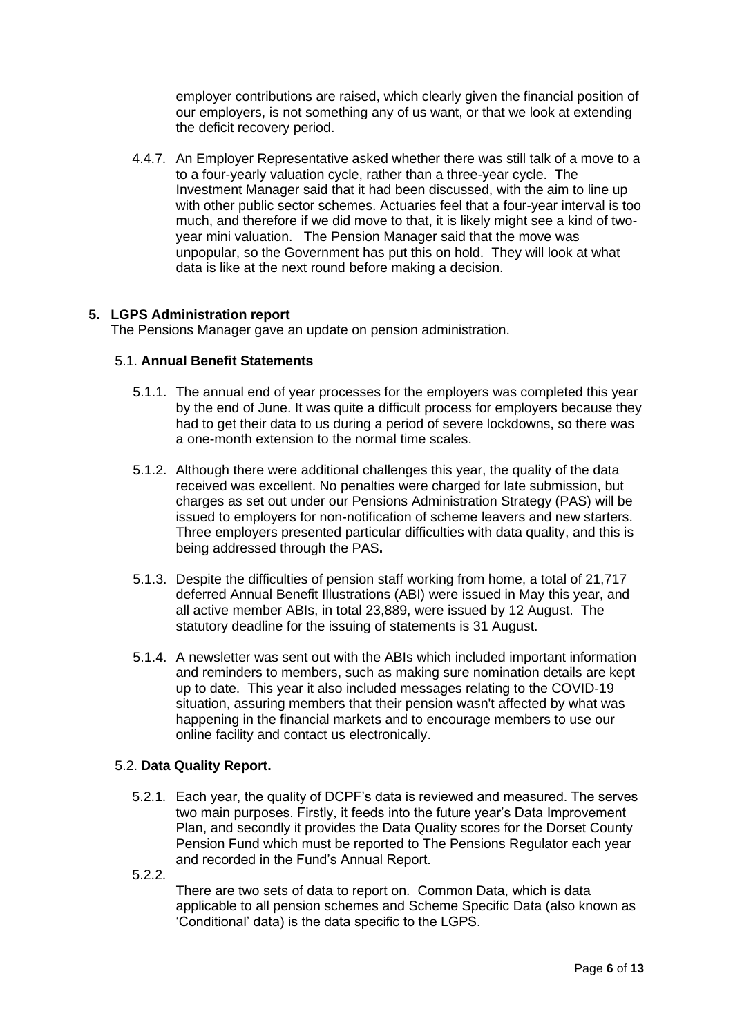employer contributions are raised, which clearly given the financial position of our employers, is not something any of us want, or that we look at extending the deficit recovery period.

4.4.7. An Employer Representative asked whether there was still talk of a move to a to a four-yearly valuation cycle, rather than a three-year cycle. The Investment Manager said that it had been discussed, with the aim to line up with other public sector schemes. Actuaries feel that a four-year interval is too much, and therefore if we did move to that, it is likely might see a kind of two-year mini valuation. The Pension Manager said that the move was unpopular, so the Government has put this on hold. They will look at what data is like at the next round before making a decision.

## 5. LGPS Administration report

The Pensions Manager gave an update on pension administration.

### 5.1. Annual Benefit Statements

5.1.1. The annual end of year processes for the employers was completed this year by the end of June. It was quite a difficult process for employers because they had to get their data to us during a period of severe lockdowns, so there was a one-month extension to the normal time scales.

5.1.2. Although there were additional challenges this year, the quality of the data received was excellent. No penalties were charged for late submission, but charges as set out under our Pensions Administration Strategy (PAS) will be issued to employers for non-notification of scheme leavers and new starters. Three employers presented particular difficulties with data quality, and this is being addressed through the PAS**.**

5.1.3. Despite the difficulties of pension staff working from home, a total of 21,717 deferred Annual Benefit Illustrations (ABI) were issued in May this year, and all active member ABIs, in total 23,889, were issued by 12 August. The statutory deadline for the issuing of statements is 31 August.

5.1.4. A newsletter was sent out with the ABIs which included important information and reminders to members, such as making sure nomination details are kept up to date. This year it also included messages relating to the COVID-19 situation, assuring members that their pension wasn't affected by what was happening in the financial markets and to encourage members to use our online facility and contact us electronically.

### 5.2. Data Quality Report.

5.2.1. Each year, the quality of DCPF's data is reviewed and measured. The serves two main purposes. Firstly, it feeds into the future year's Data Improvement Plan, and secondly it provides the Data Quality scores for the Dorset County Pension Fund which must be reported to The Pensions Regulator each year and recorded in the Fund's Annual Report.

5.2.2. There are two sets of data to report on. Common Data, which is data applicable to all pension schemes and Scheme Specific Data (also known as 'Conditional' data) is the data specific to the LGPS.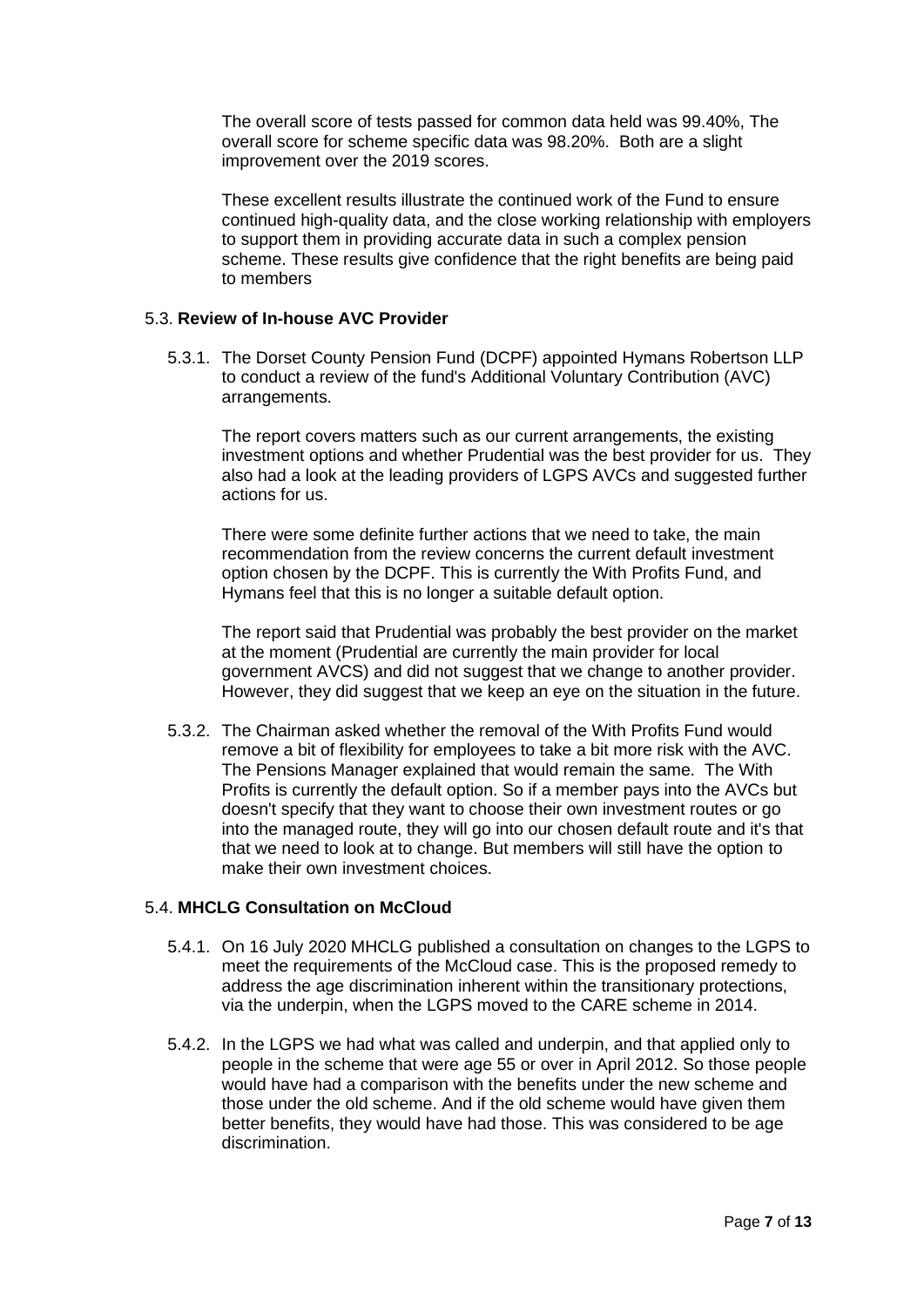The overall score of tests passed for common data held was 99.40%, The overall score for scheme specific data was 98.20%. Both are a slight improvement over the 2019 scores.

These excellent results illustrate the continued work of the Fund to ensure continued high-quality data, and the close working relationship with employers to support them in providing accurate data in such a complex pension scheme. These results give confidence that the right benefits are being paid to members

5.3. **Review of In-house AVC Provider**

5.3.1. The Dorset County Pension Fund (DCPF) appointed Hymans Robertson LLP to conduct a review of the fund's Additional Voluntary Contribution (AVC) arrangements.

The report covers matters such as our current arrangements, the existing investment options and whether Prudential was the best provider for us. They also had a look at the leading providers of LGPS AVCs and suggested further actions for us.

There were some definite further actions that we need to take, the main recommendation from the review concerns the current default investment option chosen by the DCPF. This is currently the With Profits Fund, and Hymans feel that this is no longer a suitable default option.

The report said that Prudential was probably the best provider on the market at the moment (Prudential are currently the main provider for local government AVCS) and did not suggest that we change to another provider. However, they did suggest that we keep an eye on the situation in the future.

5.3.2. The Chairman asked whether the removal of the With Profits Fund would remove a bit of flexibility for employees to take a bit more risk with the AVC. The Pensions Manager explained that would remain the same. The With Profits is currently the default option. So if a member pays into the AVCs but doesn't specify that they want to choose their own investment routes or go into the managed route, they will go into our chosen default route and it's that that we need to look at to change. But members will still have the option to make their own investment choices.

5.4. **MHCLG Consultation on McCloud**

5.4.1. On 16 July 2020 MHCLG published a consultation on changes to the LGPS to meet the requirements of the McCloud case. This is the proposed remedy to address the age discrimination inherent within the transitionary protections, via the underpin, when the LGPS moved to the CARE scheme in 2014.

5.4.2. In the LGPS we had what was called and underpin, and that applied only to people in the scheme that were age 55 or over in April 2012. So those people would have had a comparison with the benefits under the new scheme and those under the old scheme. And if the old scheme would have given them better benefits, they would have had those. This was considered to be age discrimination.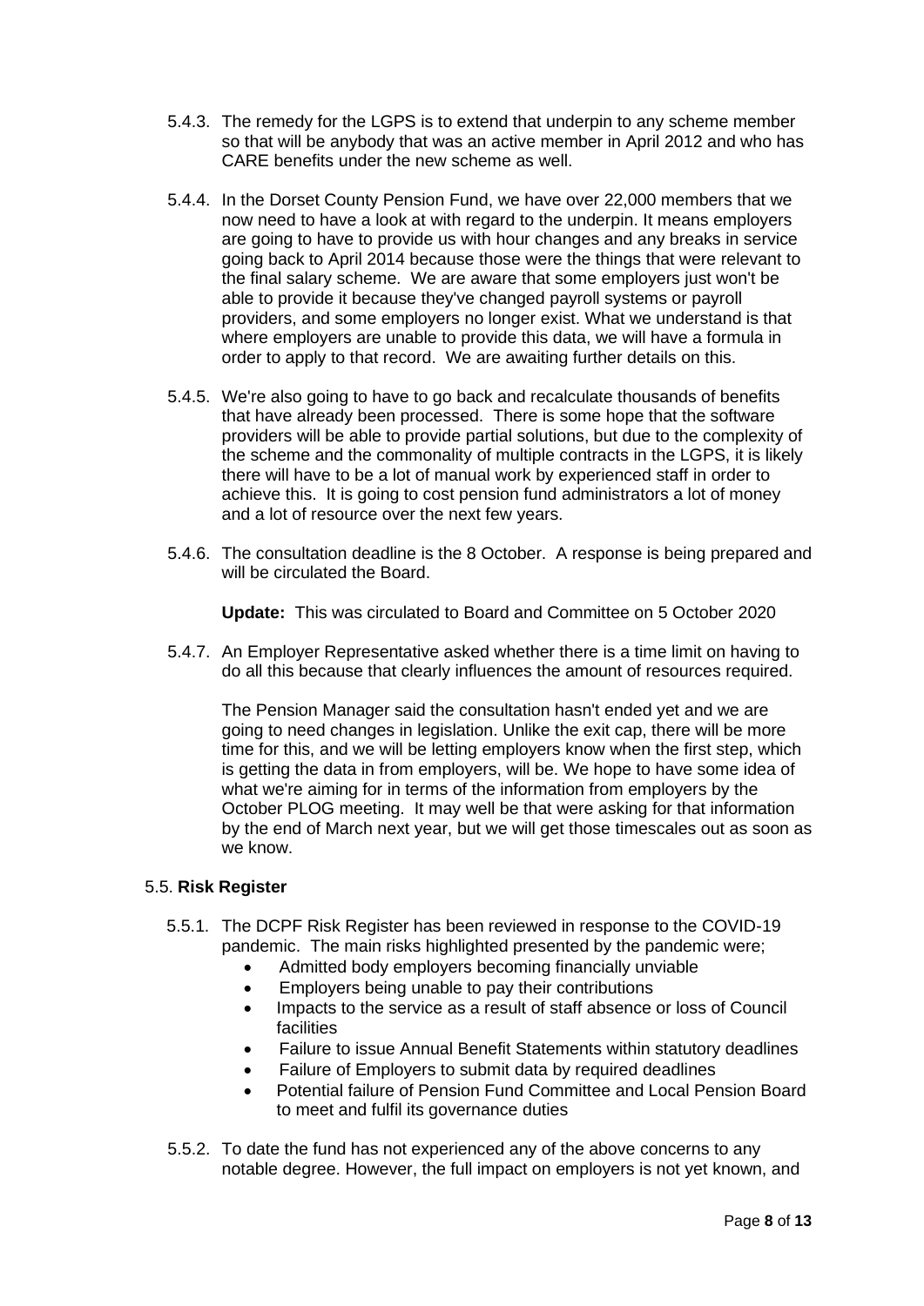5.4.3. The remedy for the LGPS is to extend that underpin to any scheme member so that will be anybody that was an active member in April 2012 and who has CARE benefits under the new scheme as well.

5.4.4. In the Dorset County Pension Fund, we have over 22,000 members that we now need to have a look at with regard to the underpin. It means employers are going to have to provide us with hour changes and any breaks in service going back to April 2014 because those were the things that were relevant to the final salary scheme. We are aware that some employers just won't be able to provide it because they've changed payroll systems or payroll providers, and some employers no longer exist. What we understand is that where employers are unable to provide this data, we will have a formula in order to apply to that record. We are awaiting further details on this.

5.4.5. We're also going to have to go back and recalculate thousands of benefits that have already been processed. There is some hope that the software providers will be able to provide partial solutions, but due to the complexity of the scheme and the commonality of multiple contracts in the LGPS, it is likely there will have to be a lot of manual work by experienced staff in order to achieve this. It is going to cost pension fund administrators a lot of money and a lot of resource over the next few years.

5.4.6. The consultation deadline is the 8 October. A response is being prepared and will be circulated the Board.

**Update:** This was circulated to Board and Committee on 5 October 2020

5.4.7. An Employer Representative asked whether there is a time limit on having to do all this because that clearly influences the amount of resources required.

The Pension Manager said the consultation hasn't ended yet and we are going to need changes in legislation. Unlike the exit cap, there will be more time for this, and we will be letting employers know when the first step, which is getting the data in from employers, will be. We hope to have some idea of what we're aiming for in terms of the information from employers by the October PLOG meeting. It may well be that were asking for that information by the end of March next year, but we will get those timescales out as soon as we know.

### 5.5. **Risk Register**

5.5.1. The DCPF Risk Register has been reviewed in response to the COVID-19 pandemic. The main risks highlighted presented by the pandemic were;

- Admitted body employers becoming financially unviable
- Employers being unable to pay their contributions
- Impacts to the service as a result of staff absence or loss of Council facilities
- Failure to issue Annual Benefit Statements within statutory deadlines
- Failure of Employers to submit data by required deadlines
- Potential failure of Pension Fund Committee and Local Pension Board to meet and fulfil its governance duties

5.5.2. To date the fund has not experienced any of the above concerns to any notable degree. However, the full impact on employers is not yet known, and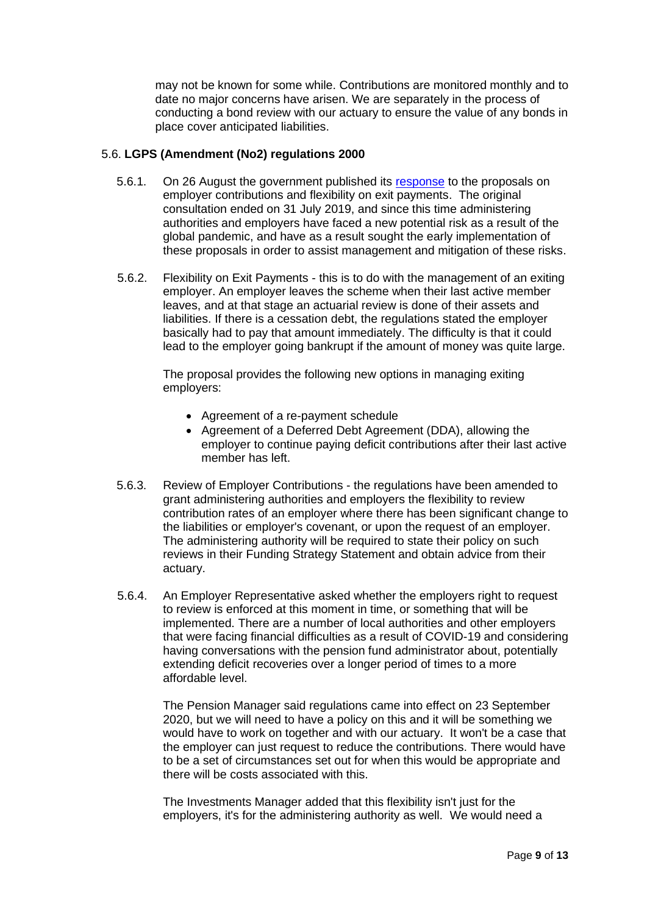may not be known for some while. Contributions are monitored monthly and to date no major concerns have arisen. We are separately in the process of conducting a bond review with our actuary to ensure the value of any bonds in place cover anticipated liabilities.

### 5.6. **LGPS (Amendment (No2) regulations 2000**

5.6.1. On 26 August the government published its [response](response) to the proposals on employer contributions and flexibility on exit payments. The original consultation ended on 31 July 2019, and since this time administering authorities and employers have faced a new potential risk as a result of the global pandemic, and have as a result sought the early implementation of these proposals in order to assist management and mitigation of these risks.

5.6.2. Flexibility on Exit Payments - this is to do with the management of an exiting employer. An employer leaves the scheme when their last active member leaves, and at that stage an actuarial review is done of their assets and liabilities. If there is a cessation debt, the regulations stated the employer basically had to pay that amount immediately. The difficulty is that it could lead to the employer going bankrupt if the amount of money was quite large.

The proposal provides the following new options in managing exiting employers:

- Agreement of a re-payment schedule
- Agreement of a Deferred Debt Agreement (DDA), allowing the employer to continue paying deficit contributions after their last active member has left.

5.6.3. Review of Employer Contributions - the regulations have been amended to grant administering authorities and employers the flexibility to review contribution rates of an employer where there has been significant change to the liabilities or employer's covenant, or upon the request of an employer. The administering authority will be required to state their policy on such reviews in their Funding Strategy Statement and obtain advice from their actuary.

5.6.4. An Employer Representative asked whether the employers right to request to review is enforced at this moment in time, or something that will be implemented. There are a number of local authorities and other employers that were facing financial difficulties as a result of COVID-19 and considering having conversations with the pension fund administrator about, potentially extending deficit recoveries over a longer period of times to a more affordable level.

The Pension Manager said regulations came into effect on 23 September 2020, but we will need to have a policy on this and it will be something we would have to work on together and with our actuary. It won't be a case that the employer can just request to reduce the contributions. There would have to be a set of circumstances set out for when this would be appropriate and there will be costs associated with this.

The Investments Manager added that this flexibility isn't just for the employers, it's for the administering authority as well. We would need a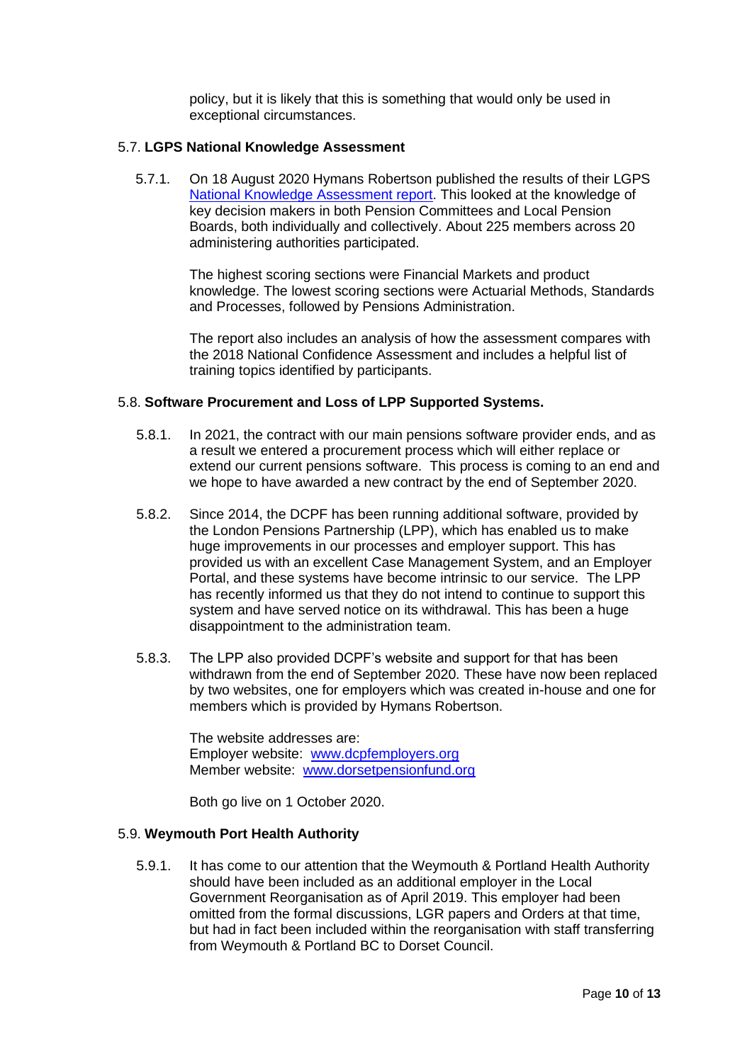policy, but it is likely that this is something that would only be used in exceptional circumstances.

### 5.7. **LGPS National Knowledge Assessment**

5.7.1. On 18 August 2020 Hymans Robertson published the results of their LGPS [National Knowledge Assessment report](). This looked at the knowledge of key decision makers in both Pension Committees and Local Pension Boards, both individually and collectively. About 225 members across 20 administering authorities participated.

The highest scoring sections were Financial Markets and product knowledge. The lowest scoring sections were Actuarial Methods, Standards and Processes, followed by Pensions Administration.

The report also includes an analysis of how the assessment compares with the 2018 National Confidence Assessment and includes a helpful list of training topics identified by participants.

### 5.8. **Software Procurement and Loss of LPP Supported Systems.**

5.8.1. In 2021, the contract with our main pensions software provider ends, and as a result we entered a procurement process which will either replace or extend our current pensions software. This process is coming to an end and we hope to have awarded a new contract by the end of September 2020.

5.8.2. Since 2014, the DCPF has been running additional software, provided by the London Pensions Partnership (LPP), which has enabled us to make huge improvements in our processes and employer support. This has provided us with an excellent Case Management System, and an Employer Portal, and these systems have become intrinsic to our service. The LPP has recently informed us that they do not intend to continue to support this system and have served notice on its withdrawal. This has been a huge disappointment to the administration team.

5.8.3. The LPP also provided DCPF's website and support for that has been withdrawn from the end of September 2020. These have now been replaced by two websites, one for employers which was created in-house and one for members which is provided by Hymans Robertson.

The website addresses are:
Employer website: [www.dcpfemployers.org](www.dcpfemployers.org)
Member website: [www.dorsetpensionfund.org](www.dorsetpensionfund.org)

Both go live on 1 October 2020.

### 5.9. **Weymouth Port Health Authority**

5.9.1. It has come to our attention that the Weymouth & Portland Health Authority should have been included as an additional employer in the Local Government Reorganisation as of April 2019. This employer had been omitted from the formal discussions, LGR papers and Orders at that time, but had in fact been included within the reorganisation with staff transferring from Weymouth & Portland BC to Dorset Council.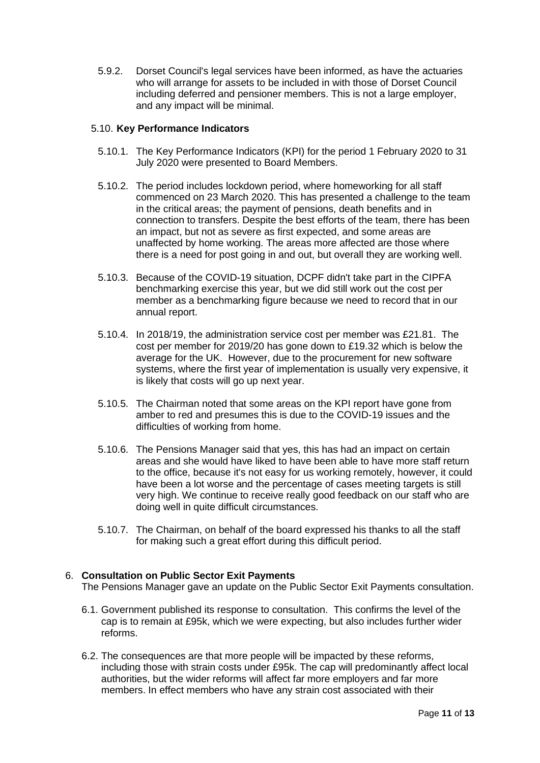5.9.2. Dorset Council's legal services have been informed, as have the actuaries who will arrange for assets to be included in with those of Dorset Council including deferred and pensioner members. This is not a large employer, and any impact will be minimal.

### 5.10. **Key Performance Indicators**

5.10.1. The Key Performance Indicators (KPI) for the period 1 February 2020 to 31 July 2020 were presented to Board Members.

5.10.2. The period includes lockdown period, where homeworking for all staff commenced on 23 March 2020. This has presented a challenge to the team in the critical areas; the payment of pensions, death benefits and in connection to transfers. Despite the best efforts of the team, there has been an impact, but not as severe as first expected, and some areas are unaffected by home working. The areas more affected are those where there is a need for post going in and out, but overall they are working well.

5.10.3. Because of the COVID-19 situation, DCPF didn't take part in the CIPFA benchmarking exercise this year, but we did still work out the cost per member as a benchmarking figure because we need to record that in our annual report.

5.10.4. In 2018/19, the administration service cost per member was £21.81. The cost per member for 2019/20 has gone down to £19.32 which is below the average for the UK. However, due to the procurement for new software systems, where the first year of implementation is usually very expensive, it is likely that costs will go up next year.

5.10.5. The Chairman noted that some areas on the KPI report have gone from amber to red and presumes this is due to the COVID-19 issues and the difficulties of working from home.

5.10.6. The Pensions Manager said that yes, this has had an impact on certain areas and she would have liked to have been able to have more staff return to the office, because it's not easy for us working remotely, however, it could have been a lot worse and the percentage of cases meeting targets is still very high. We continue to receive really good feedback on our staff who are doing well in quite difficult circumstances.

5.10.7. The Chairman, on behalf of the board expressed his thanks to all the staff for making such a great effort during this difficult period.

## 6. **Consultation on Public Sector Exit Payments**

The Pensions Manager gave an update on the Public Sector Exit Payments consultation.

6.1. Government published its response to consultation. This confirms the level of the cap is to remain at £95k, which we were expecting, but also includes further wider reforms.

6.2. The consequences are that more people will be impacted by these reforms, including those with strain costs under £95k. The cap will predominantly affect local authorities, but the wider reforms will affect far more employers and far more members. In effect members who have any strain cost associated with their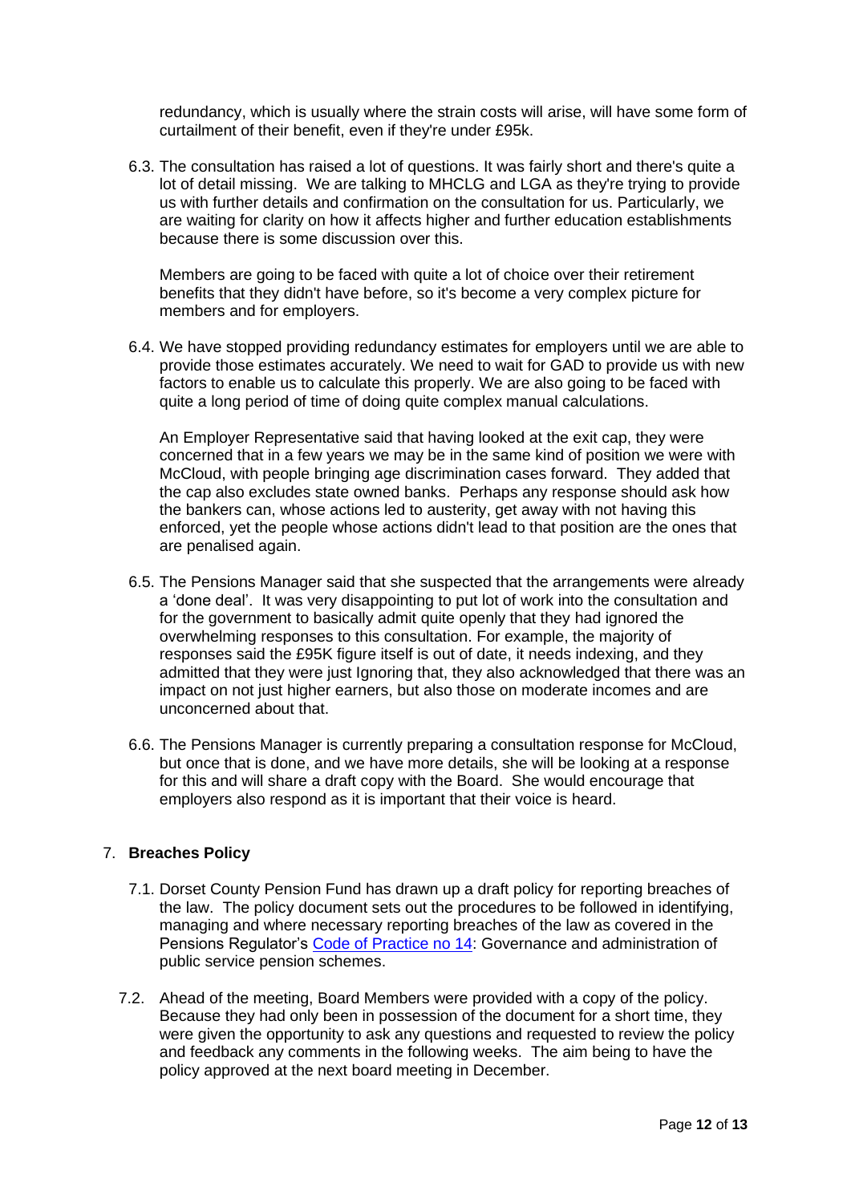redundancy, which is usually where the strain costs will arise, will have some form of curtailment of their benefit, even if they're under £95k.

6.3. The consultation has raised a lot of questions. It was fairly short and there's quite a lot of detail missing. We are talking to MHCLG and LGA as they're trying to provide us with further details and confirmation on the consultation for us. Particularly, we are waiting for clarity on how it affects higher and further education establishments because there is some discussion over this.

Members are going to be faced with quite a lot of choice over their retirement benefits that they didn't have before, so it's become a very complex picture for members and for employers.

6.4. We have stopped providing redundancy estimates for employers until we are able to provide those estimates accurately. We need to wait for GAD to provide us with new factors to enable us to calculate this properly. We are also going to be faced with quite a long period of time of doing quite complex manual calculations.

An Employer Representative said that having looked at the exit cap, they were concerned that in a few years we may be in the same kind of position we were with McCloud, with people bringing age discrimination cases forward. They added that the cap also excludes state owned banks. Perhaps any response should ask how the bankers can, whose actions led to austerity, get away with not having this enforced, yet the people whose actions didn't lead to that position are the ones that are penalised again.

6.5. The Pensions Manager said that she suspected that the arrangements were already a 'done deal'. It was very disappointing to put lot of work into the consultation and for the government to basically admit quite openly that they had ignored the overwhelming responses to this consultation. For example, the majority of responses said the £95K figure itself is out of date, it needs indexing, and they admitted that they were just Ignoring that, they also acknowledged that there was an impact on not just higher earners, but also those on moderate incomes and are unconcerned about that.

6.6. The Pensions Manager is currently preparing a consultation response for McCloud, but once that is done, and we have more details, she will be looking at a response for this and will share a draft copy with the Board. She would encourage that employers also respond as it is important that their voice is heard.

## 7. Breaches Policy

7.1. Dorset County Pension Fund has drawn up a draft policy for reporting breaches of the law. The policy document sets out the procedures to be followed in identifying, managing and where necessary reporting breaches of the law as covered in the Pensions Regulator's Code of Practice no 14: Governance and administration of public service pension schemes.

7.2. Ahead of the meeting, Board Members were provided with a copy of the policy. Because they had only been in possession of the document for a short time, they were given the opportunity to ask any questions and requested to review the policy and feedback any comments in the following weeks. The aim being to have the policy approved at the next board meeting in December.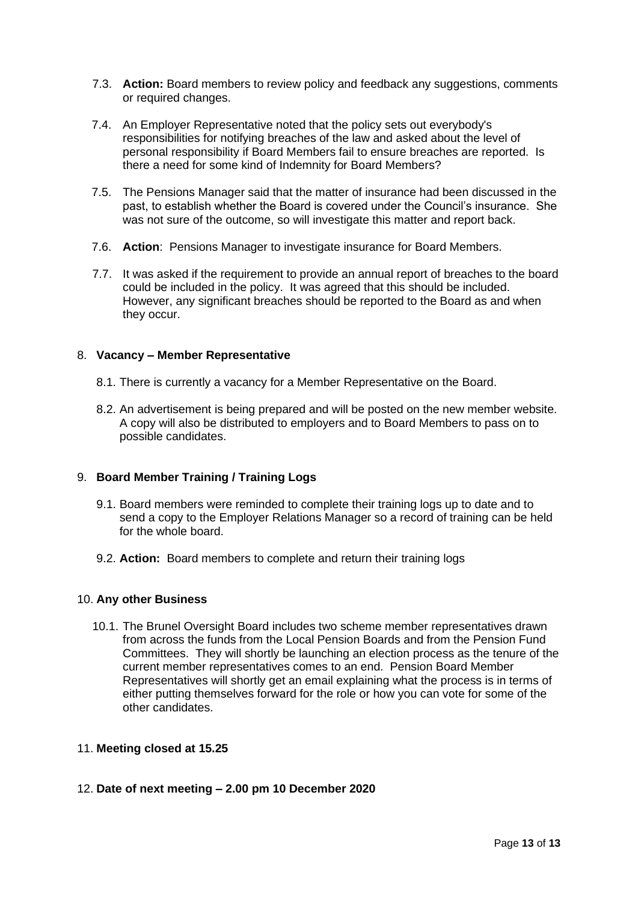7.3. **Action:** Board members to review policy and feedback any suggestions, comments or required changes.

7.4. An Employer Representative noted that the policy sets out everybody's responsibilities for notifying breaches of the law and asked about the level of personal responsibility if Board Members fail to ensure breaches are reported. Is there a need for some kind of Indemnity for Board Members?

7.5. The Pensions Manager said that the matter of insurance had been discussed in the past, to establish whether the Board is covered under the Council's insurance. She was not sure of the outcome, so will investigate this matter and report back.

7.6. **Action**: Pensions Manager to investigate insurance for Board Members.

7.7. It was asked if the requirement to provide an annual report of breaches to the board could be included in the policy. It was agreed that this should be included. However, any significant breaches should be reported to the Board as and when they occur.

## 8. Vacancy – Member Representative

8.1. There is currently a vacancy for a Member Representative on the Board.

8.2. An advertisement is being prepared and will be posted on the new member website. A copy will also be distributed to employers and to Board Members to pass on to possible candidates.

## 9. Board Member Training / Training Logs

9.1. Board members were reminded to complete their training logs up to date and to send a copy to the Employer Relations Manager so a record of training can be held for the whole board.

9.2. **Action:** Board members to complete and return their training logs

## 10. Any other Business

10.1. The Brunel Oversight Board includes two scheme member representatives drawn from across the funds from the Local Pension Boards and from the Pension Fund Committees. They will shortly be launching an election process as the tenure of the current member representatives comes to an end. Pension Board Member Representatives will shortly get an email explaining what the process is in terms of either putting themselves forward for the role or how you can vote for some of the other candidates.

## 11. Meeting closed at 15.25

## 12. Date of next meeting – 2.00 pm 10 December 2020